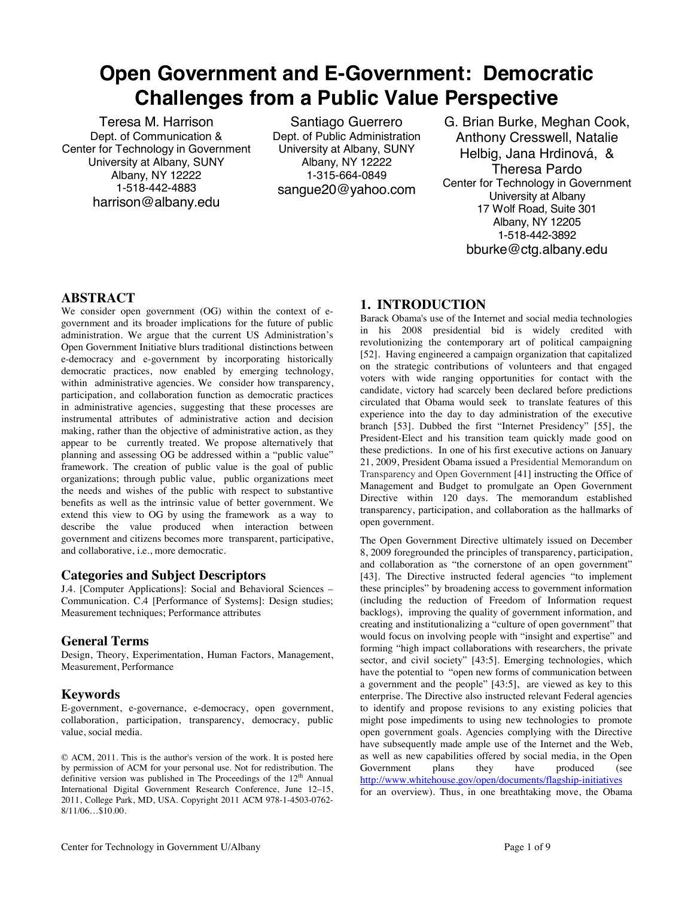# Open Government and E-Government: Democratic Challenges from a Public Value Perspective

Teresa M. Harrison
Dept. of Communication &
Center for Technology in Government
University at Albany, SUNY
Albany, NY 12222
1-518-442-4883
harrison@albany.edu

Santiago Guerrero
Dept. of Public Administration
University at Albany, SUNY
Albany, NY 12222
1-315-664-0849
sangue20@yahoo.com

G. Brian Burke, Meghan Cook, Anthony Cresswell, Natalie Helbig, Jana Hrdinová, & Theresa Pardo
Center for Technology in Government
University at Albany
17 Wolf Road, Suite 301
Albany, NY 12205
1-518-442-3892
bburke@ctg.albany.edu

## ABSTRACT

We consider open government (OG) within the context of e-government and its broader implications for the future of public administration. We argue that the current US Administration's Open Government Initiative blurs traditional distinctions between e-democracy and e-government by incorporating historically democratic practices, now enabled by emerging technology, within administrative agencies. We consider how transparency, participation, and collaboration function as democratic practices in administrative agencies, suggesting that these processes are instrumental attributes of administrative action and decision making, rather than the objective of administrative action, as they appear to be currently treated. We propose alternatively that planning and assessing OG be addressed within a "public value" framework. The creation of public value is the goal of public organizations; through public value, public organizations meet the needs and wishes of the public with respect to substantive benefits as well as the intrinsic value of better government. We extend this view to OG by using the framework as a way to describe the value produced when interaction between government and citizens becomes more transparent, participative, and collaborative, i.e., more democratic.

### Categories and Subject Descriptors

J.4. [Computer Applications]: Social and Behavioral Sciences – Communication. C.4 [Performance of Systems]: Design studies; Measurement techniques; Performance attributes

### General Terms

Design, Theory, Experimentation, Human Factors, Management, Measurement, Performance

### Keywords

E-government, e-governance, e-democracy, open government, collaboration, participation, transparency, democracy, public value, social media.

© ACM, 2011. This is the author's version of the work. It is posted here by permission of ACM for your personal use. Not for redistribution. The definitive version was published in The Proceedings of the 12th Annual International Digital Government Research Conference, June 12–15, 2011, College Park, MD, USA. Copyright 2011 ACM 978-1-4503-0762-8/11/06…$10.00.

## 1. INTRODUCTION

Barack Obama's use of the Internet and social media technologies in his 2008 presidential bid is widely credited with revolutionizing the contemporary art of political campaigning [52]. Having engineered a campaign organization that capitalized on the strategic contributions of volunteers and that engaged voters with wide ranging opportunities for contact with the candidate, victory had scarcely been declared before predictions circulated that Obama would seek to translate features of this experience into the day to day administration of the executive branch [53]. Dubbed the first "Internet Presidency" [55], the President-Elect and his transition team quickly made good on these predictions. In one of his first executive actions on January 21, 2009, President Obama issued a Presidential Memorandum on Transparency and Open Government [41] instructing the Office of Management and Budget to promulgate an Open Government Directive within 120 days. The memorandum established transparency, participation, and collaboration as the hallmarks of open government.

The Open Government Directive ultimately issued on December 8, 2009 foregrounded the principles of transparency, participation, and collaboration as "the cornerstone of an open government" [43]. The Directive instructed federal agencies "to implement these principles" by broadening access to government information (including the reduction of Freedom of Information request backlogs), improving the quality of government information, and creating and institutionalizing a "culture of open government" that would focus on involving people with "insight and expertise" and forming "high impact collaborations with researchers, the private sector, and civil society" [43:5]. Emerging technologies, which have the potential to "open new forms of communication between a government and the people" [43:5], are viewed as key to this enterprise. The Directive also instructed relevant Federal agencies to identify and propose revisions to any existing policies that might pose impediments to using new technologies to promote open government goals. Agencies complying with the Directive have subsequently made ample use of the Internet and the Web, as well as new capabilities offered by social media, in the Open Government plans they have produced (see http://www.whitehouse.gov/open/documents/flagship-initiatives for an overview). Thus, in one breathtaking move, the Obama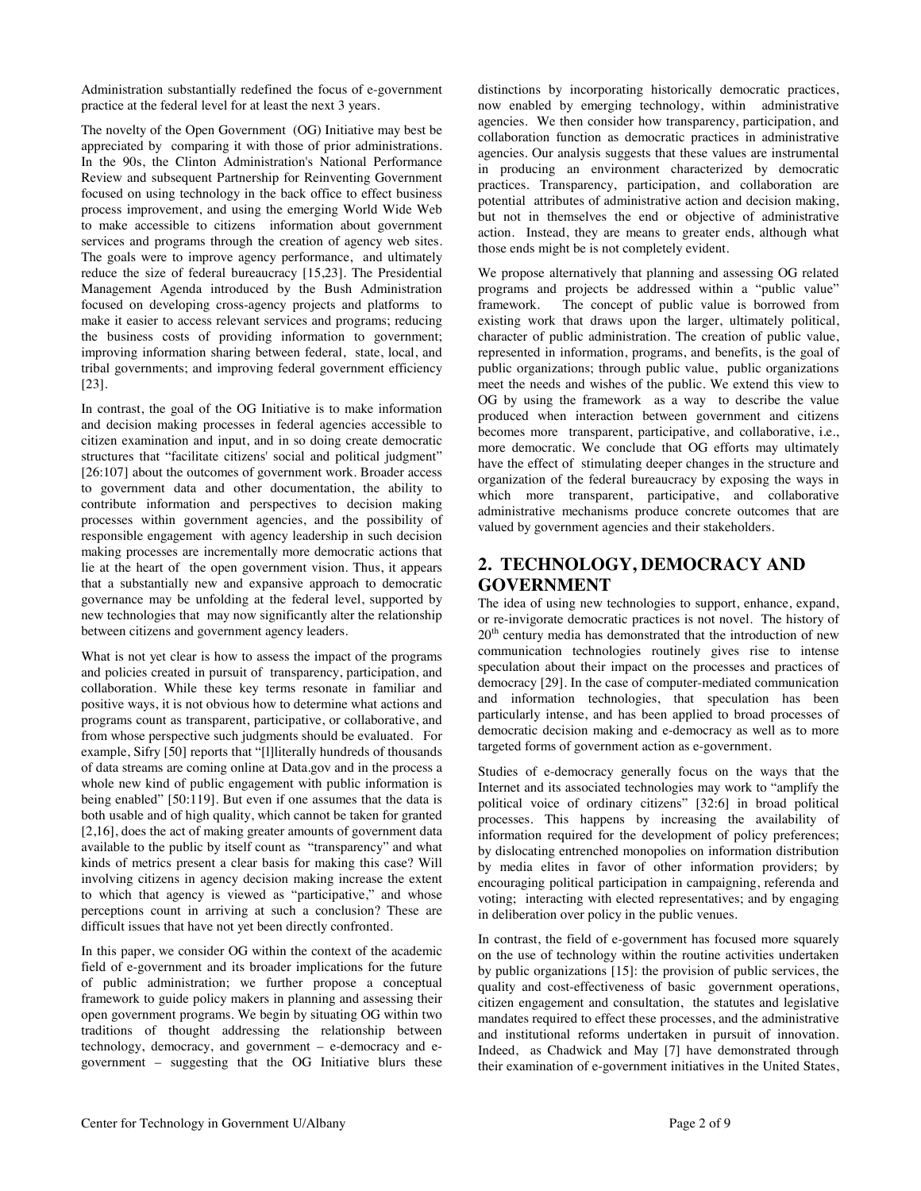Administration substantially redefined the focus of e-government practice at the federal level for at least the next 3 years.

The novelty of the Open Government (OG) Initiative may best be appreciated by comparing it with those of prior administrations. In the 90s, the Clinton Administration's National Performance Review and subsequent Partnership for Reinventing Government focused on using technology in the back office to effect business process improvement, and using the emerging World Wide Web to make accessible to citizens information about government services and programs through the creation of agency web sites. The goals were to improve agency performance, and ultimately reduce the size of federal bureaucracy [15,23]. The Presidential Management Agenda introduced by the Bush Administration focused on developing cross-agency projects and platforms to make it easier to access relevant services and programs; reducing the business costs of providing information to government; improving information sharing between federal, state, local, and tribal governments; and improving federal government efficiency [23].

In contrast, the goal of the OG Initiative is to make information and decision making processes in federal agencies accessible to citizen examination and input, and in so doing create democratic structures that "facilitate citizens' social and political judgment" [26:107] about the outcomes of government work. Broader access to government data and other documentation, the ability to contribute information and perspectives to decision making processes within government agencies, and the possibility of responsible engagement with agency leadership in such decision making processes are incrementally more democratic actions that lie at the heart of the open government vision. Thus, it appears that a substantially new and expansive approach to democratic governance may be unfolding at the federal level, supported by new technologies that may now significantly alter the relationship between citizens and government agency leaders.

What is not yet clear is how to assess the impact of the programs and policies created in pursuit of transparency, participation, and collaboration. While these key terms resonate in familiar and positive ways, it is not obvious how to determine what actions and programs count as transparent, participative, or collaborative, and from whose perspective such judgments should be evaluated. For example, Sifry [50] reports that "[l]literally hundreds of thousands of data streams are coming online at Data.gov and in the process a whole new kind of public engagement with public information is being enabled" [50:119]. But even if one assumes that the data is both usable and of high quality, which cannot be taken for granted [2,16], does the act of making greater amounts of government data available to the public by itself count as "transparency" and what kinds of metrics present a clear basis for making this case? Will involving citizens in agency decision making increase the extent to which that agency is viewed as "participative," and whose perceptions count in arriving at such a conclusion? These are difficult issues that have not yet been directly confronted.

In this paper, we consider OG within the context of the academic field of e-government and its broader implications for the future of public administration; we further propose a conceptual framework to guide policy makers in planning and assessing their open government programs. We begin by situating OG within two traditions of thought addressing the relationship between technology, democracy, and government – e-democracy and e-government – suggesting that the OG Initiative blurs these distinctions by incorporating historically democratic practices, now enabled by emerging technology, within administrative agencies. We then consider how transparency, participation, and collaboration function as democratic practices in administrative agencies. Our analysis suggests that these values are instrumental in producing an environment characterized by democratic practices. Transparency, participation, and collaboration are potential attributes of administrative action and decision making, but not in themselves the end or objective of administrative action. Instead, they are means to greater ends, although what those ends might be is not completely evident.

We propose alternatively that planning and assessing OG related programs and projects be addressed within a "public value" framework. The concept of public value is borrowed from existing work that draws upon the larger, ultimately political, character of public administration. The creation of public value, represented in information, programs, and benefits, is the goal of public organizations; through public value, public organizations meet the needs and wishes of the public. We extend this view to OG by using the framework as a way to describe the value produced when interaction between government and citizens becomes more transparent, participative, and collaborative, i.e., more democratic. We conclude that OG efforts may ultimately have the effect of stimulating deeper changes in the structure and organization of the federal bureaucracy by exposing the ways in which more transparent, participative, and collaborative administrative mechanisms produce concrete outcomes that are valued by government agencies and their stakeholders.

## 2. TECHNOLOGY, DEMOCRACY AND GOVERNMENT

The idea of using new technologies to support, enhance, expand, or re-invigorate democratic practices is not novel. The history of 20th century media has demonstrated that the introduction of new communication technologies routinely gives rise to intense speculation about their impact on the processes and practices of democracy [29]. In the case of computer-mediated communication and information technologies, that speculation has been particularly intense, and has been applied to broad processes of democratic decision making and e-democracy as well as to more targeted forms of government action as e-government.

Studies of e-democracy generally focus on the ways that the Internet and its associated technologies may work to "amplify the political voice of ordinary citizens" [32:6] in broad political processes. This happens by increasing the availability of information required for the development of policy preferences; by dislocating entrenched monopolies on information distribution by media elites in favor of other information providers; by encouraging political participation in campaigning, referenda and voting; interacting with elected representatives; and by engaging in deliberation over policy in the public venues.

In contrast, the field of e-government has focused more squarely on the use of technology within the routine activities undertaken by public organizations [15]: the provision of public services, the quality and cost-effectiveness of basic government operations, citizen engagement and consultation, the statutes and legislative mandates required to effect these processes, and the administrative and institutional reforms undertaken in pursuit of innovation. Indeed, as Chadwick and May [7] have demonstrated through their examination of e-government initiatives in the United States,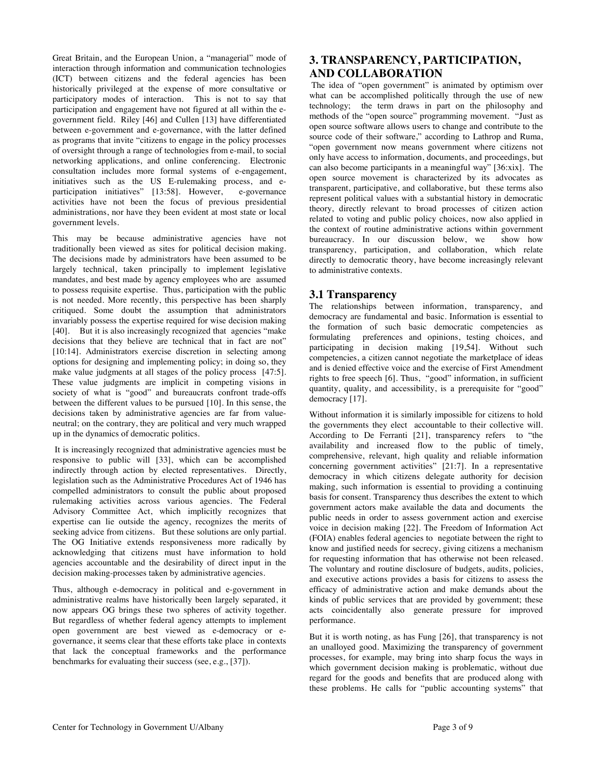Great Britain, and the European Union, a "managerial" mode of interaction through information and communication technologies (ICT) between citizens and the federal agencies has been historically privileged at the expense of more consultative or participatory modes of interaction. This is not to say that participation and engagement have not figured at all within the e-government field. Riley [46] and Cullen [13] have differentiated between e-government and e-governance, with the latter defined as programs that invite "citizens to engage in the policy processes of oversight through a range of technologies from e-mail, to social networking applications, and online conferencing. Electronic consultation includes more formal systems of e-engagement, initiatives such as the US E-rulemaking process, and e-participation initiatives" [13:58]. However, e-governance activities have not been the focus of previous presidential administrations, nor have they been evident at most state or local government levels.

This may be because administrative agencies have not traditionally been viewed as sites for political decision making. The decisions made by administrators have been assumed to be largely technical, taken principally to implement legislative mandates, and best made by agency employees who are assumed to possess requisite expertise. Thus, participation with the public is not needed. More recently, this perspective has been sharply critiqued. Some doubt the assumption that administrators invariably possess the expertise required for wise decision making [40]. But it is also increasingly recognized that agencies "make decisions that they believe are technical that in fact are not" [10:14]. Administrators exercise discretion in selecting among options for designing and implementing policy; in doing so, they make value judgments at all stages of the policy process [47:5]. These value judgments are implicit in competing visions in society of what is "good" and bureaucrats confront trade-offs between the different values to be pursued [10]. In this sense, the decisions taken by administrative agencies are far from value-neutral; on the contrary, they are political and very much wrapped up in the dynamics of democratic politics.

It is increasingly recognized that administrative agencies must be responsive to public will [33], which can be accomplished indirectly through action by elected representatives. Directly, legislation such as the Administrative Procedures Act of 1946 has compelled administrators to consult the public about proposed rulemaking activities across various agencies. The Federal Advisory Committee Act, which implicitly recognizes that expertise can lie outside the agency, recognizes the merits of seeking advice from citizens. But these solutions are only partial. The OG Initiative extends responsiveness more radically by acknowledging that citizens must have information to hold agencies accountable and the desirability of direct input in the decision making-processes taken by administrative agencies.

Thus, although e-democracy in political and e-government in administrative realms have historically been largely separated, it now appears OG brings these two spheres of activity together. But regardless of whether federal agency attempts to implement open government are best viewed as e-democracy or e-governance, it seems clear that these efforts take place in contexts that lack the conceptual frameworks and the performance benchmarks for evaluating their success (see, e.g., [37]).

## 3. TRANSPARENCY, PARTICIPATION, AND COLLABORATION

The idea of "open government" is animated by optimism over what can be accomplished politically through the use of new technology; the term draws in part on the philosophy and methods of the "open source" programming movement. "Just as open source software allows users to change and contribute to the source code of their software," according to Lathrop and Ruma, "open government now means government where citizens not only have access to information, documents, and proceedings, but can also become participants in a meaningful way" [36:xix]. The open source movement is characterized by its advocates as transparent, participative, and collaborative, but these terms also represent political values with a substantial history in democratic theory, directly relevant to broad processes of citizen action related to voting and public policy choices, now also applied in the context of routine administrative actions within government bureaucracy. In our discussion below, we show how transparency, participation, and collaboration, which relate directly to democratic theory, have become increasingly relevant to administrative contexts.

### 3.1 Transparency

The relationships between information, transparency, and democracy are fundamental and basic. Information is essential to the formation of such basic democratic competencies as formulating preferences and opinions, testing choices, and participating in decision making [19,54]. Without such competencies, a citizen cannot negotiate the marketplace of ideas and is denied effective voice and the exercise of First Amendment rights to free speech [6]. Thus, "good" information, in sufficient quantity, quality, and accessibility, is a prerequisite for "good" democracy [17].

Without information it is similarly impossible for citizens to hold the governments they elect accountable to their collective will. According to De Ferranti [21], transparency refers to "the availability and increased flow to the public of timely, comprehensive, relevant, high quality and reliable information concerning government activities" [21:7]. In a representative democracy in which citizens delegate authority for decision making, such information is essential to providing a continuing basis for consent. Transparency thus describes the extent to which government actors make available the data and documents the public needs in order to assess government action and exercise voice in decision making [22]. The Freedom of Information Act (FOIA) enables federal agencies to negotiate between the right to know and justified needs for secrecy, giving citizens a mechanism for requesting information that has otherwise not been released. The voluntary and routine disclosure of budgets, audits, policies, and executive actions provides a basis for citizens to assess the efficacy of administrative action and make demands about the kinds of public services that are provided by government; these acts coincidentally also generate pressure for improved performance.

But it is worth noting, as has Fung [26], that transparency is not an unalloyed good. Maximizing the transparency of government processes, for example, may bring into sharp focus the ways in which government decision making is problematic, without due regard for the goods and benefits that are produced along with these problems. He calls for "public accounting systems" that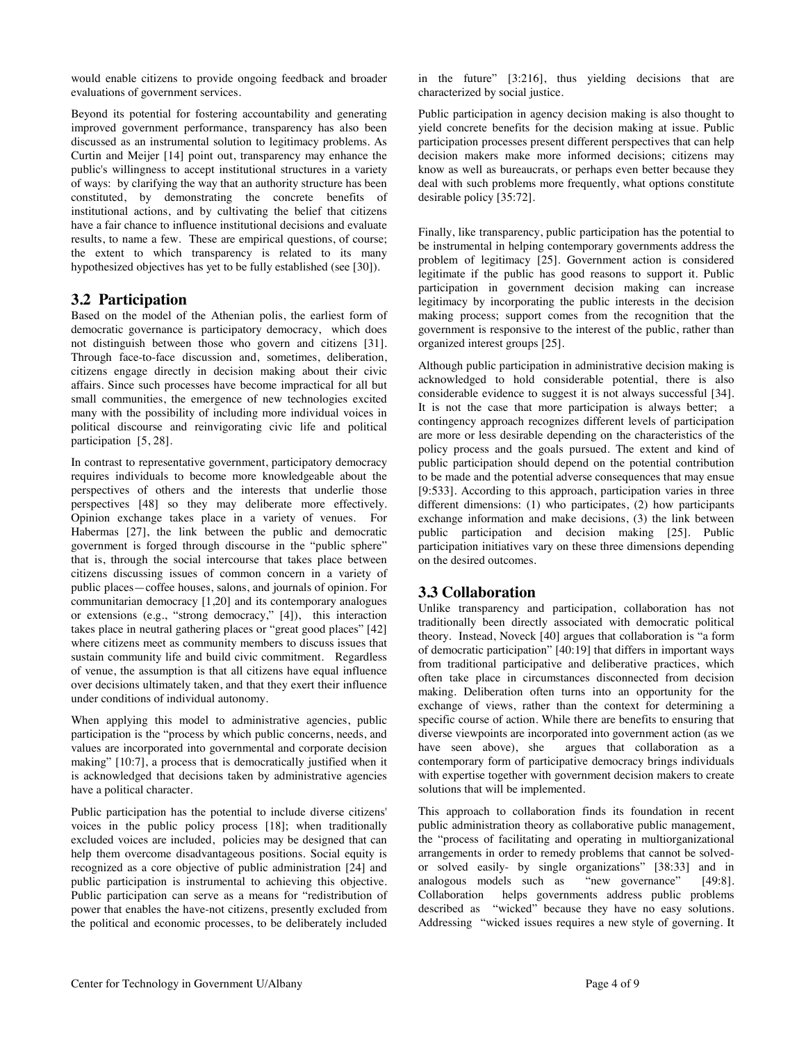would enable citizens to provide ongoing feedback and broader evaluations of government services.

Beyond its potential for fostering accountability and generating improved government performance, transparency has also been discussed as an instrumental solution to legitimacy problems. As Curtin and Meijer [14] point out, transparency may enhance the public's willingness to accept institutional structures in a variety of ways: by clarifying the way that an authority structure has been constituted, by demonstrating the concrete benefits of institutional actions, and by cultivating the belief that citizens have a fair chance to influence institutional decisions and evaluate results, to name a few. These are empirical questions, of course; the extent to which transparency is related to its many hypothesized objectives has yet to be fully established (see [30]).

## 3.2 Participation

Based on the model of the Athenian polis, the earliest form of democratic governance is participatory democracy, which does not distinguish between those who govern and citizens [31]. Through face-to-face discussion and, sometimes, deliberation, citizens engage directly in decision making about their civic affairs. Since such processes have become impractical for all but small communities, the emergence of new technologies excited many with the possibility of including more individual voices in political discourse and reinvigorating civic life and political participation [5, 28].

In contrast to representative government, participatory democracy requires individuals to become more knowledgeable about the perspectives of others and the interests that underlie those perspectives [48] so they may deliberate more effectively. Opinion exchange takes place in a variety of venues. For Habermas [27], the link between the public and democratic government is forged through discourse in the "public sphere" that is, through the social intercourse that takes place between citizens discussing issues of common concern in a variety of public places—coffee houses, salons, and journals of opinion. For communitarian democracy [1,20] and its contemporary analogues or extensions (e.g., "strong democracy," [4]), this interaction takes place in neutral gathering places or "great good places" [42] where citizens meet as community members to discuss issues that sustain community life and build civic commitment. Regardless of venue, the assumption is that all citizens have equal influence over decisions ultimately taken, and that they exert their influence under conditions of individual autonomy.

When applying this model to administrative agencies, public participation is the "process by which public concerns, needs, and values are incorporated into governmental and corporate decision making" [10:7], a process that is democratically justified when it is acknowledged that decisions taken by administrative agencies have a political character.

Public participation has the potential to include diverse citizens' voices in the public policy process [18]; when traditionally excluded voices are included, policies may be designed that can help them overcome disadvantageous positions. Social equity is recognized as a core objective of public administration [24] and public participation is instrumental to achieving this objective. Public participation can serve as a means for "redistribution of power that enables the have-not citizens, presently excluded from the political and economic processes, to be deliberately included in the future" [3:216], thus yielding decisions that are characterized by social justice.

Public participation in agency decision making is also thought to yield concrete benefits for the decision making at issue. Public participation processes present different perspectives that can help decision makers make more informed decisions; citizens may know as well as bureaucrats, or perhaps even better because they deal with such problems more frequently, what options constitute desirable policy [35:72].

Finally, like transparency, public participation has the potential to be instrumental in helping contemporary governments address the problem of legitimacy [25]. Government action is considered legitimate if the public has good reasons to support it. Public participation in government decision making can increase legitimacy by incorporating the public interests in the decision making process; support comes from the recognition that the government is responsive to the interest of the public, rather than organized interest groups [25].

Although public participation in administrative decision making is acknowledged to hold considerable potential, there is also considerable evidence to suggest it is not always successful [34]. It is not the case that more participation is always better; a contingency approach recognizes different levels of participation are more or less desirable depending on the characteristics of the policy process and the goals pursued. The extent and kind of public participation should depend on the potential contribution to be made and the potential adverse consequences that may ensue [9:533]. According to this approach, participation varies in three different dimensions: (1) who participates, (2) how participants exchange information and make decisions, (3) the link between public participation and decision making [25]. Public participation initiatives vary on these three dimensions depending on the desired outcomes.

## 3.3 Collaboration

Unlike transparency and participation, collaboration has not traditionally been directly associated with democratic political theory. Instead, Noveck [40] argues that collaboration is "a form of democratic participation" [40:19] that differs in important ways from traditional participative and deliberative practices, which often take place in circumstances disconnected from decision making. Deliberation often turns into an opportunity for the exchange of views, rather than the context for determining a specific course of action. While there are benefits to ensuring that diverse viewpoints are incorporated into government action (as we have seen above), she argues that collaboration as a contemporary form of participative democracy brings individuals with expertise together with government decision makers to create solutions that will be implemented.

This approach to collaboration finds its foundation in recent public administration theory as collaborative public management, the "process of facilitating and operating in multiorganizational arrangements in order to remedy problems that cannot be solved- or solved easily- by single organizations" [38:33] and in analogous models such as "new governance" [49:8]. Collaboration helps governments address public problems described as "wicked" because they have no easy solutions. Addressing "wicked issues requires a new style of governing. It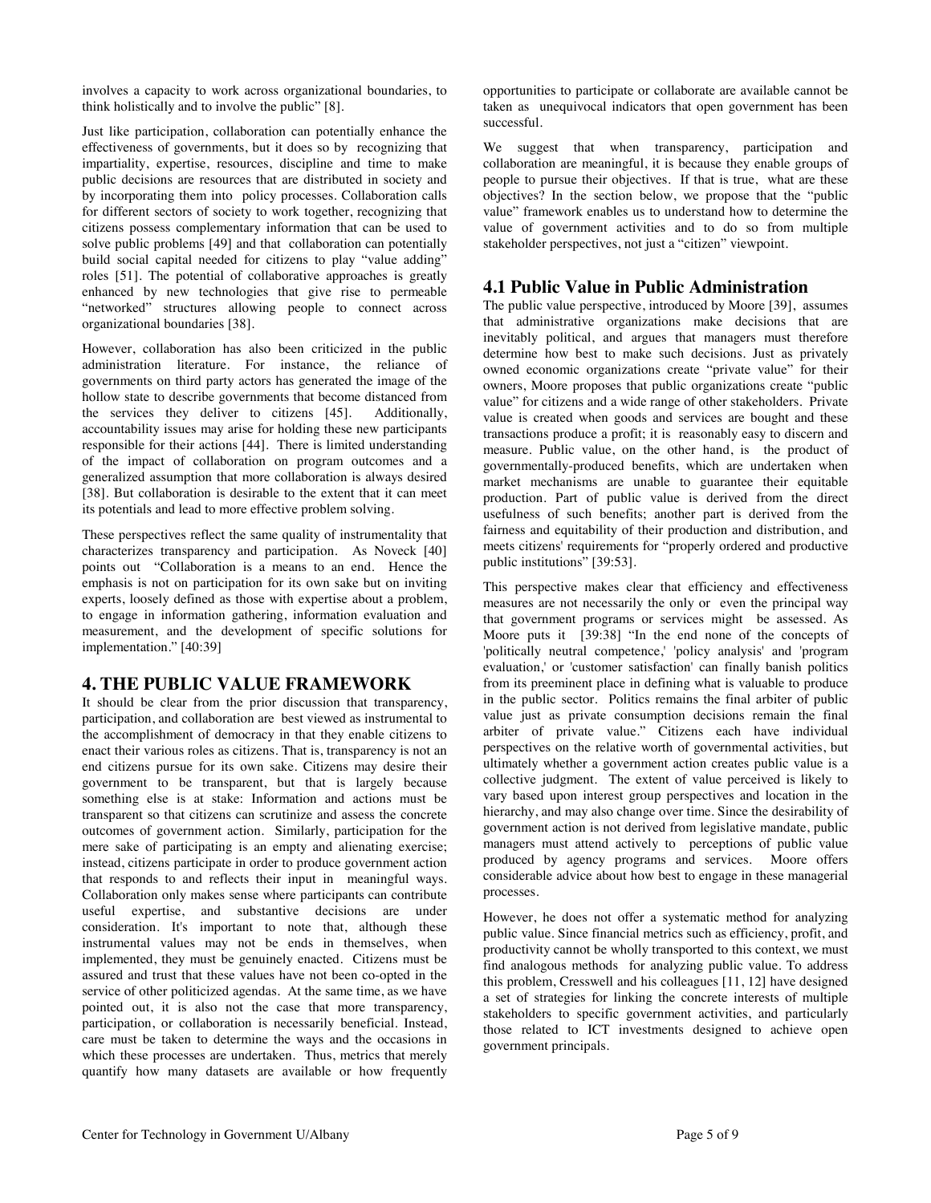involves a capacity to work across organizational boundaries, to think holistically and to involve the public" [8].

Just like participation, collaboration can potentially enhance the effectiveness of governments, but it does so by recognizing that impartiality, expertise, resources, discipline and time to make public decisions are resources that are distributed in society and by incorporating them into policy processes. Collaboration calls for different sectors of society to work together, recognizing that citizens possess complementary information that can be used to solve public problems [49] and that collaboration can potentially build social capital needed for citizens to play "value adding" roles [51]. The potential of collaborative approaches is greatly enhanced by new technologies that give rise to permeable "networked" structures allowing people to connect across organizational boundaries [38].

However, collaboration has also been criticized in the public administration literature. For instance, the reliance of governments on third party actors has generated the image of the hollow state to describe governments that become distanced from the services they deliver to citizens [45]. Additionally, accountability issues may arise for holding these new participants responsible for their actions [44]. There is limited understanding of the impact of collaboration on program outcomes and a generalized assumption that more collaboration is always desired [38]. But collaboration is desirable to the extent that it can meet its potentials and lead to more effective problem solving.

These perspectives reflect the same quality of instrumentality that characterizes transparency and participation. As Noveck [40] points out "Collaboration is a means to an end. Hence the emphasis is not on participation for its own sake but on inviting experts, loosely defined as those with expertise about a problem, to engage in information gathering, information evaluation and measurement, and the development of specific solutions for implementation." [40:39]

# 4. THE PUBLIC VALUE FRAMEWORK

It should be clear from the prior discussion that transparency, participation, and collaboration are best viewed as instrumental to the accomplishment of democracy in that they enable citizens to enact their various roles as citizens. That is, transparency is not an end citizens pursue for its own sake. Citizens may desire their government to be transparent, but that is largely because something else is at stake: Information and actions must be transparent so that citizens can scrutinize and assess the concrete outcomes of government action. Similarly, participation for the mere sake of participating is an empty and alienating exercise; instead, citizens participate in order to produce government action that responds to and reflects their input in meaningful ways. Collaboration only makes sense where participants can contribute useful expertise, and substantive decisions are under consideration. It's important to note that, although these instrumental values may not be ends in themselves, when implemented, they must be genuinely enacted. Citizens must be assured and trust that these values have not been co-opted in the service of other politicized agendas. At the same time, as we have pointed out, it is also not the case that more transparency, participation, or collaboration is necessarily beneficial. Instead, care must be taken to determine the ways and the occasions in which these processes are undertaken. Thus, metrics that merely quantify how many datasets are available or how frequently opportunities to participate or collaborate are available cannot be taken as unequivocal indicators that open government has been successful.

We suggest that when transparency, participation and collaboration are meaningful, it is because they enable groups of people to pursue their objectives. If that is true, what are these objectives? In the section below, we propose that the "public value" framework enables us to understand how to determine the value of government activities and to do so from multiple stakeholder perspectives, not just a "citizen" viewpoint.

## 4.1 Public Value in Public Administration

The public value perspective, introduced by Moore [39], assumes that administrative organizations make decisions that are inevitably political, and argues that managers must therefore determine how best to make such decisions. Just as privately owned economic organizations create "private value" for their owners, Moore proposes that public organizations create "public value" for citizens and a wide range of other stakeholders. Private value is created when goods and services are bought and these transactions produce a profit; it is reasonably easy to discern and measure. Public value, on the other hand, is the product of governmentally-produced benefits, which are undertaken when market mechanisms are unable to guarantee their equitable production. Part of public value is derived from the direct usefulness of such benefits; another part is derived from the fairness and equitability of their production and distribution, and meets citizens' requirements for "properly ordered and productive public institutions" [39:53].

This perspective makes clear that efficiency and effectiveness measures are not necessarily the only or even the principal way that government programs or services might be assessed. As Moore puts it [39:38] "In the end none of the concepts of 'politically neutral competence,' 'policy analysis' and 'program evaluation,' or 'customer satisfaction' can finally banish politics from its preeminent place in defining what is valuable to produce in the public sector. Politics remains the final arbiter of public value just as private consumption decisions remain the final arbiter of private value." Citizens each have individual perspectives on the relative worth of governmental activities, but ultimately whether a government action creates public value is a collective judgment. The extent of value perceived is likely to vary based upon interest group perspectives and location in the hierarchy, and may also change over time. Since the desirability of government action is not derived from legislative mandate, public managers must attend actively to perceptions of public value produced by agency programs and services. Moore offers considerable advice about how best to engage in these managerial processes.

However, he does not offer a systematic method for analyzing public value. Since financial metrics such as efficiency, profit, and productivity cannot be wholly transported to this context, we must find analogous methods for analyzing public value. To address this problem, Cresswell and his colleagues [11, 12] have designed a set of strategies for linking the concrete interests of multiple stakeholders to specific government activities, and particularly those related to ICT investments designed to achieve open government principals.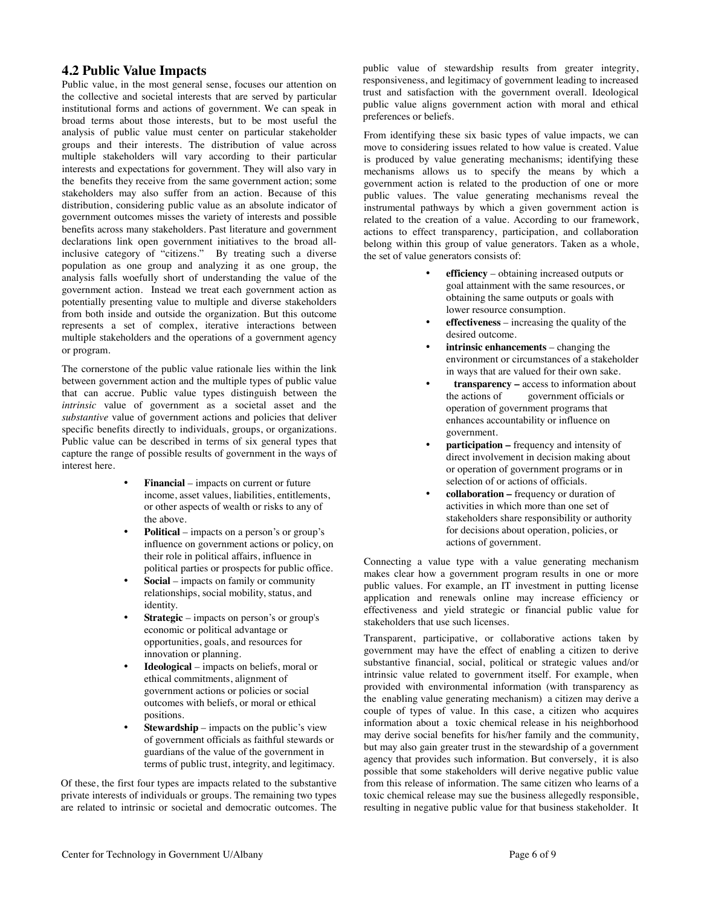## 4.2 Public Value Impacts

Public value, in the most general sense, focuses our attention on the collective and societal interests that are served by particular institutional forms and actions of government. We can speak in broad terms about those interests, but to be most useful the analysis of public value must center on particular stakeholder groups and their interests. The distribution of value across multiple stakeholders will vary according to their particular interests and expectations for government. They will also vary in the benefits they receive from the same government action; some stakeholders may also suffer from an action. Because of this distribution, considering public value as an absolute indicator of government outcomes misses the variety of interests and possible benefits across many stakeholders. Past literature and government declarations link open government initiatives to the broad all-inclusive category of "citizens." By treating such a diverse population as one group and analyzing it as one group, the analysis falls woefully short of understanding the value of the government action. Instead we treat each government action as potentially presenting value to multiple and diverse stakeholders from both inside and outside the organization. But this outcome represents a set of complex, iterative interactions between multiple stakeholders and the operations of a government agency or program.

The cornerstone of the public value rationale lies within the link between government action and the multiple types of public value that can accrue. Public value types distinguish between the *intrinsic* value of government as a societal asset and the *substantive* value of government actions and policies that deliver specific benefits directly to individuals, groups, or organizations. Public value can be described in terms of six general types that capture the range of possible results of government in the ways of interest here.

- **Financial** – impacts on current or future income, asset values, liabilities, entitlements, or other aspects of wealth or risks to any of the above.
- **Political** – impacts on a person's or group's influence on government actions or policy, on their role in political affairs, influence in political parties or prospects for public office.
- **Social** – impacts on family or community relationships, social mobility, status, and identity.
- **Strategic** – impacts on person's or group's economic or political advantage or opportunities, goals, and resources for innovation or planning.
- **Ideological** – impacts on beliefs, moral or ethical commitments, alignment of government actions or policies or social outcomes with beliefs, or moral or ethical positions.
- **Stewardship** – impacts on the public's view of government officials as faithful stewards or guardians of the value of the government in terms of public trust, integrity, and legitimacy.

Of these, the first four types are impacts related to the substantive private interests of individuals or groups. The remaining two types are related to intrinsic or societal and democratic outcomes. The public value of stewardship results from greater integrity, responsiveness, and legitimacy of government leading to increased trust and satisfaction with the government overall. Ideological public value aligns government action with moral and ethical preferences or beliefs.

From identifying these six basic types of value impacts, we can move to considering issues related to how value is created. Value is produced by value generating mechanisms; identifying these mechanisms allows us to specify the means by which a government action is related to the production of one or more public values. The value generating mechanisms reveal the instrumental pathways by which a given government action is related to the creation of a value. According to our framework, actions to effect transparency, participation, and collaboration belong within this group of value generators. Taken as a whole, the set of value generators consists of:

- **efficiency** – obtaining increased outputs or goal attainment with the same resources, or obtaining the same outputs or goals with lower resource consumption.
- **effectiveness** – increasing the quality of the desired outcome.
- **intrinsic enhancements** – changing the environment or circumstances of a stakeholder in ways that are valued for their own sake.
- **transparency –** access to information about the actions of government officials or operation of government programs that enhances accountability or influence on government.
- **participation –** frequency and intensity of direct involvement in decision making about or operation of government programs or in selection of or actions of officials.
- **collaboration –** frequency or duration of activities in which more than one set of stakeholders share responsibility or authority for decisions about operation, policies, or actions of government.

Connecting a value type with a value generating mechanism makes clear how a government program results in one or more public values. For example, an IT investment in putting license application and renewals online may increase efficiency or effectiveness and yield strategic or financial public value for stakeholders that use such licenses.

Transparent, participative, or collaborative actions taken by government may have the effect of enabling a citizen to derive substantive financial, social, political or strategic values and/or intrinsic value related to government itself. For example, when provided with environmental information (with transparency as the enabling value generating mechanism) a citizen may derive a couple of types of value. In this case, a citizen who acquires information about a toxic chemical release in his neighborhood may derive social benefits for his/her family and the community, but may also gain greater trust in the stewardship of a government agency that provides such information. But conversely, it is also possible that some stakeholders will derive negative public value from this release of information. The same citizen who learns of a toxic chemical release may sue the business allegedly responsible, resulting in negative public value for that business stakeholder. It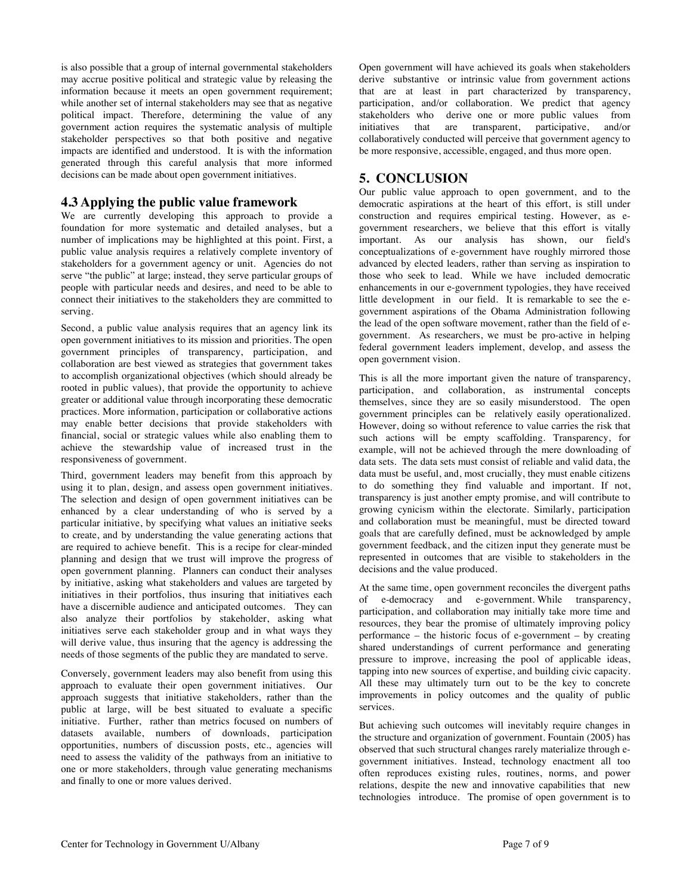is also possible that a group of internal governmental stakeholders may accrue positive political and strategic value by releasing the information because it meets an open government requirement; while another set of internal stakeholders may see that as negative political impact. Therefore, determining the value of any government action requires the systematic analysis of multiple stakeholder perspectives so that both positive and negative impacts are identified and understood. It is with the information generated through this careful analysis that more informed decisions can be made about open government initiatives.

### 4.3 Applying the public value framework

We are currently developing this approach to provide a foundation for more systematic and detailed analyses, but a number of implications may be highlighted at this point. First, a public value analysis requires a relatively complete inventory of stakeholders for a government agency or unit. Agencies do not serve "the public" at large; instead, they serve particular groups of people with particular needs and desires, and need to be able to connect their initiatives to the stakeholders they are committed to serving.

Second, a public value analysis requires that an agency link its open government initiatives to its mission and priorities. The open government principles of transparency, participation, and collaboration are best viewed as strategies that government takes to accomplish organizational objectives (which should already be rooted in public values), that provide the opportunity to achieve greater or additional value through incorporating these democratic practices. More information, participation or collaborative actions may enable better decisions that provide stakeholders with financial, social or strategic values while also enabling them to achieve the stewardship value of increased trust in the responsiveness of government.

Third, government leaders may benefit from this approach by using it to plan, design, and assess open government initiatives. The selection and design of open government initiatives can be enhanced by a clear understanding of who is served by a particular initiative, by specifying what values an initiative seeks to create, and by understanding the value generating actions that are required to achieve benefit. This is a recipe for clear-minded planning and design that we trust will improve the progress of open government planning. Planners can conduct their analyses by initiative, asking what stakeholders and values are targeted by initiatives in their portfolios, thus insuring that initiatives each have a discernible audience and anticipated outcomes. They can also analyze their portfolios by stakeholder, asking what initiatives serve each stakeholder group and in what ways they will derive value, thus insuring that the agency is addressing the needs of those segments of the public they are mandated to serve.

Conversely, government leaders may also benefit from using this approach to evaluate their open government initiatives. Our approach suggests that initiative stakeholders, rather than the public at large, will be best situated to evaluate a specific initiative. Further, rather than metrics focused on numbers of datasets available, numbers of downloads, participation opportunities, numbers of discussion posts, etc., agencies will need to assess the validity of the pathways from an initiative to one or more stakeholders, through value generating mechanisms and finally to one or more values derived.

Open government will have achieved its goals when stakeholders derive substantive or intrinsic value from government actions that are at least in part characterized by transparency, participation, and/or collaboration. We predict that agency stakeholders who derive one or more public values from initiatives that are transparent, participative, and/or collaboratively conducted will perceive that government agency to be more responsive, accessible, engaged, and thus more open.

## 5. CONCLUSION

Our public value approach to open government, and to the democratic aspirations at the heart of this effort, is still under construction and requires empirical testing. However, as e-government researchers, we believe that this effort is vitally important. As our analysis has shown, our field's conceptualizations of e-government have roughly mirrored those advanced by elected leaders, rather than serving as inspiration to those who seek to lead. While we have included democratic enhancements in our e-government typologies, they have received little development in our field. It is remarkable to see the e-government aspirations of the Obama Administration following the lead of the open software movement, rather than the field of e-government. As researchers, we must be pro-active in helping federal government leaders implement, develop, and assess the open government vision.

This is all the more important given the nature of transparency, participation, and collaboration, as instrumental concepts themselves, since they are so easily misunderstood. The open government principles can be relatively easily operationalized. However, doing so without reference to value carries the risk that such actions will be empty scaffolding. Transparency, for example, will not be achieved through the mere downloading of data sets. The data sets must consist of reliable and valid data, the data must be useful, and, most crucially, they must enable citizens to do something they find valuable and important. If not, transparency is just another empty promise, and will contribute to growing cynicism within the electorate. Similarly, participation and collaboration must be meaningful, must be directed toward goals that are carefully defined, must be acknowledged by ample government feedback, and the citizen input they generate must be represented in outcomes that are visible to stakeholders in the decisions and the value produced.

At the same time, open government reconciles the divergent paths of e-democracy and e-government. While transparency, participation, and collaboration may initially take more time and resources, they bear the promise of ultimately improving policy performance – the historic focus of e-government – by creating shared understandings of current performance and generating pressure to improve, increasing the pool of applicable ideas, tapping into new sources of expertise, and building civic capacity. All these may ultimately turn out to be the key to concrete improvements in policy outcomes and the quality of public services.

But achieving such outcomes will inevitably require changes in the structure and organization of government. Fountain (2005) has observed that such structural changes rarely materialize through e-government initiatives. Instead, technology enactment all too often reproduces existing rules, routines, norms, and power relations, despite the new and innovative capabilities that new technologies introduce. The promise of open government is to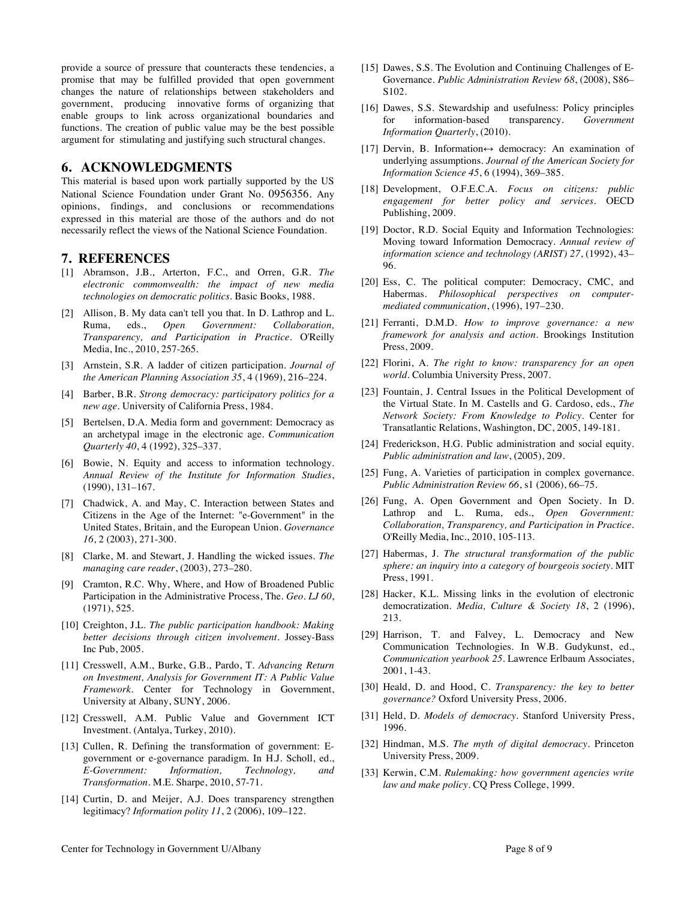provide a source of pressure that counteracts these tendencies, a promise that may be fulfilled provided that open government changes the nature of relationships between stakeholders and government, producing innovative forms of organizing that enable groups to link across organizational boundaries and functions. The creation of public value may be the best possible argument for stimulating and justifying such structural changes.

## 6. ACKNOWLEDGMENTS

This material is based upon work partially supported by the US National Science Foundation under Grant No. 0956356. Any opinions, findings, and conclusions or recommendations expressed in this material are those of the authors and do not necessarily reflect the views of the National Science Foundation.

## 7. REFERENCES

[1] Abramson, J.B., Arterton, F.C., and Orren, G.R. *The electronic commonwealth: the impact of new media technologies on democratic politics*. Basic Books, 1988.

[2] Allison, B. My data can't tell you that. In D. Lathrop and L. Ruma, eds., *Open Government: Collaboration, Transparency, and Participation in Practice*. O'Reilly Media, Inc., 2010, 257-265.

[3] Arnstein, S.R. A ladder of citizen participation. *Journal of the American Planning Association 35*, 4 (1969), 216–224.

[4] Barber, B.R. *Strong democracy: participatory politics for a new age*. University of California Press, 1984.

[5] Bertelsen, D.A. Media form and government: Democracy as an archetypal image in the electronic age. *Communication Quarterly 40*, 4 (1992), 325–337.

[6] Bowie, N. Equity and access to information technology. *Annual Review of the Institute for Information Studies*, (1990), 131–167.

[7] Chadwick, A. and May, C. Interaction between States and Citizens in the Age of the Internet: "e-Government" in the United States, Britain, and the European Union. *Governance 16*, 2 (2003), 271-300.

[8] Clarke, M. and Stewart, J. Handling the wicked issues. *The managing care reader*, (2003), 273–280.

[9] Cramton, R.C. Why, Where, and How of Broadened Public Participation in the Administrative Process, The. *Geo. LJ 60*, (1971), 525.

[10] Creighton, J.L. *The public participation handbook: Making better decisions through citizen involvement*. Jossey-Bass Inc Pub, 2005.

[11] Cresswell, A.M., Burke, G.B., Pardo, T. *Advancing Return on Investment, Analysis for Government IT: A Public Value Framework*. Center for Technology in Government, University at Albany, SUNY, 2006.

[12] Cresswell, A.M. Public Value and Government ICT Investment. (Antalya, Turkey, 2010).

[13] Cullen, R. Defining the transformation of government: E-government or e-governance paradigm. In H.J. Scholl, ed., *E-Government: Information, Technology, and Transformation*. M.E. Sharpe, 2010, 57-71.

[14] Curtin, D. and Meijer, A.J. Does transparency strengthen legitimacy? *Information polity 11*, 2 (2006), 109–122.

[15] Dawes, S.S. The Evolution and Continuing Challenges of E-Governance. *Public Administration Review 68*, (2008), S86–S102.

[16] Dawes, S.S. Stewardship and usefulness: Policy principles for information-based transparency. *Government Information Quarterly*, (2010).

[17] Dervin, B. Information↔ democracy: An examination of underlying assumptions. *Journal of the American Society for Information Science 45*, 6 (1994), 369–385.

[18] Development, O.F.E.C.A. *Focus on citizens: public engagement for better policy and services*. OECD Publishing, 2009.

[19] Doctor, R.D. Social Equity and Information Technologies: Moving toward Information Democracy. *Annual review of information science and technology (ARIST) 27*, (1992), 43–96.

[20] Ess, C. The political computer: Democracy, CMC, and Habermas. *Philosophical perspectives on computer-mediated communication*, (1996), 197–230.

[21] Ferranti, D.M.D. *How to improve governance: a new framework for analysis and action*. Brookings Institution Press, 2009.

[22] Florini, A. *The right to know: transparency for an open world*. Columbia University Press, 2007.

[23] Fountain, J. Central Issues in the Political Development of the Virtual State. In M. Castells and G. Cardoso, eds., *The Network Society: From Knowledge to Policy*. Center for Transatlantic Relations, Washington, DC, 2005, 149-181.

[24] Frederickson, H.G. Public administration and social equity. *Public administration and law*, (2005), 209.

[25] Fung, A. Varieties of participation in complex governance. *Public Administration Review 66*, s1 (2006), 66–75.

[26] Fung, A. Open Government and Open Society. In D. Lathrop and L. Ruma, eds., *Open Government: Collaboration, Transparency, and Participation in Practice*. O'Reilly Media, Inc., 2010, 105-113.

[27] Habermas, J. *The structural transformation of the public sphere: an inquiry into a category of bourgeois society*. MIT Press, 1991.

[28] Hacker, K.L. Missing links in the evolution of electronic democratization. *Media, Culture & Society 18*, 2 (1996), 213.

[29] Harrison, T. and Falvey, L. Democracy and New Communication Technologies. In W.B. Gudykunst, ed., *Communication yearbook 25*. Lawrence Erlbaum Associates, 2001, 1-43.

[30] Heald, D. and Hood, C. *Transparency: the key to better governance?* Oxford University Press, 2006.

[31] Held, D. *Models of democracy*. Stanford University Press, 1996.

[32] Hindman, M.S. *The myth of digital democracy*. Princeton University Press, 2009.

[33] Kerwin, C.M. *Rulemaking: how government agencies write law and make policy*. CQ Press College, 1999.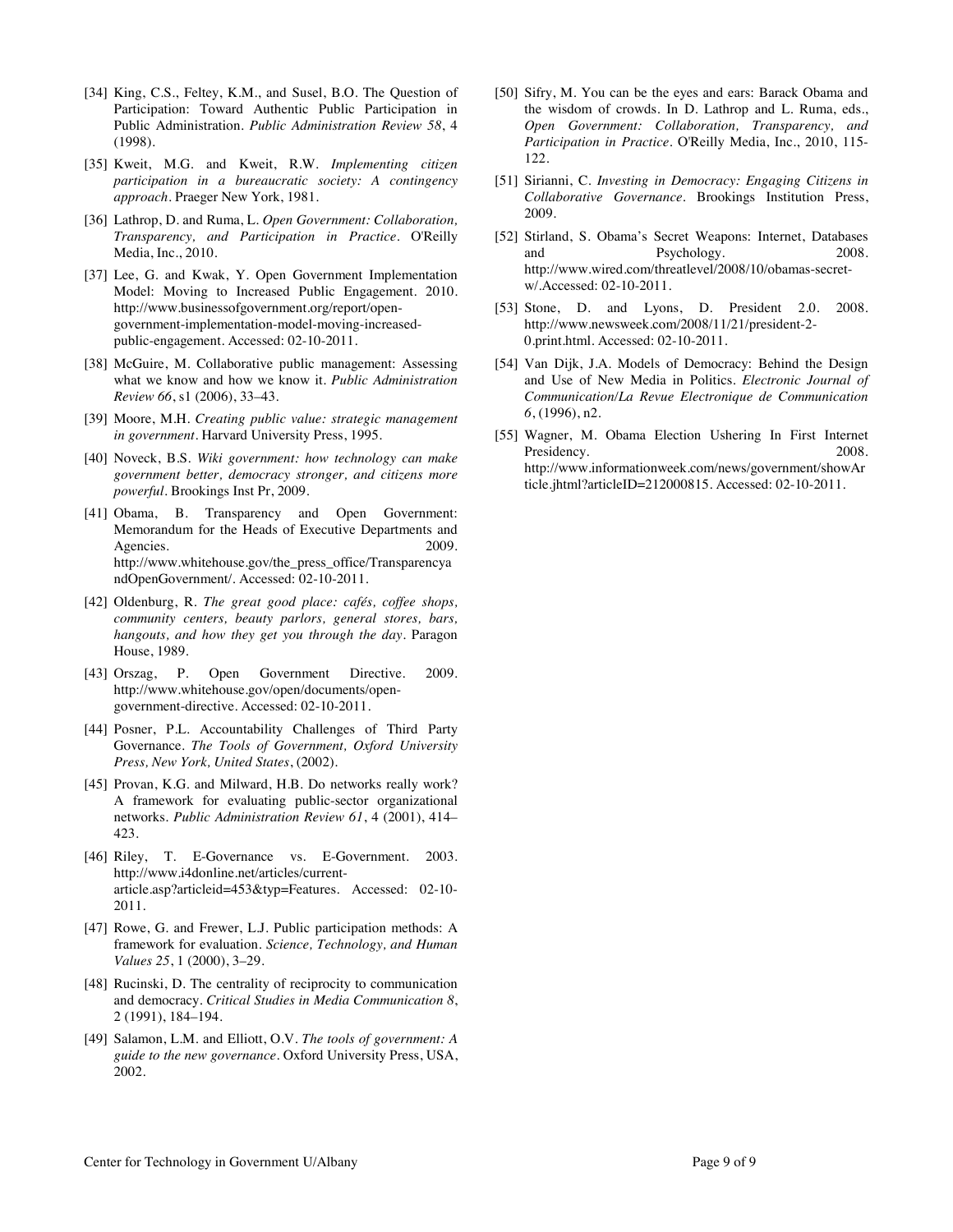[34] King, C.S., Feltey, K.M., and Susel, B.O. The Question of Participation: Toward Authentic Public Participation in Public Administration. *Public Administration Review 58*, 4 (1998).

[35] Kweit, M.G. and Kweit, R.W. *Implementing citizen participation in a bureaucratic society: A contingency approach*. Praeger New York, 1981.

[36] Lathrop, D. and Ruma, L. *Open Government: Collaboration, Transparency, and Participation in Practice*. O'Reilly Media, Inc., 2010.

[37] Lee, G. and Kwak, Y. Open Government Implementation Model: Moving to Increased Public Engagement. 2010. http://www.businessofgovernment.org/report/open-government-implementation-model-moving-increased-public-engagement. Accessed: 02-10-2011.

[38] McGuire, M. Collaborative public management: Assessing what we know and how we know it. *Public Administration Review 66*, s1 (2006), 33–43.

[39] Moore, M.H. *Creating public value: strategic management in government*. Harvard University Press, 1995.

[40] Noveck, B.S. *Wiki government: how technology can make government better, democracy stronger, and citizens more powerful*. Brookings Inst Pr, 2009.

[41] Obama, B. Transparency and Open Government: Memorandum for the Heads of Executive Departments and Agencies. 2009. http://www.whitehouse.gov/the_press_office/TransparencyandOpenGovernment/. Accessed: 02-10-2011.

[42] Oldenburg, R. *The great good place: cafés, coffee shops, community centers, beauty parlors, general stores, bars, hangouts, and how they get you through the day*. Paragon House, 1989.

[43] Orszag, P. Open Government Directive. 2009. http://www.whitehouse.gov/open/documents/open-government-directive. Accessed: 02-10-2011.

[44] Posner, P.L. Accountability Challenges of Third Party Governance. *The Tools of Government, Oxford University Press, New York, United States*, (2002).

[45] Provan, K.G. and Milward, H.B. Do networks really work? A framework for evaluating public-sector organizational networks. *Public Administration Review 61*, 4 (2001), 414–423.

[46] Riley, T. E-Governance vs. E-Government. 2003. http://www.i4donline.net/articles/current-article.asp?articleid=453&typ=Features. Accessed: 02-10-2011.

[47] Rowe, G. and Frewer, L.J. Public participation methods: A framework for evaluation. *Science, Technology, and Human Values 25*, 1 (2000), 3–29.

[48] Rucinski, D. The centrality of reciprocity to communication and democracy. *Critical Studies in Media Communication 8*, 2 (1991), 184–194.

[49] Salamon, L.M. and Elliott, O.V. *The tools of government: A guide to the new governance*. Oxford University Press, USA, 2002.

[50] Sifry, M. You can be the eyes and ears: Barack Obama and the wisdom of crowds. In D. Lathrop and L. Ruma, eds., *Open Government: Collaboration, Transparency, and Participation in Practice*. O'Reilly Media, Inc., 2010, 115-122.

[51] Sirianni, C. *Investing in Democracy: Engaging Citizens in Collaborative Governance*. Brookings Institution Press, 2009.

[52] Stirland, S. Obama's Secret Weapons: Internet, Databases and Psychology. 2008. http://www.wired.com/threatlevel/2008/10/obamas-secret-w/.Accessed: 02-10-2011.

[53] Stone, D. and Lyons, D. President 2.0. 2008. http://www.newsweek.com/2008/11/21/president-2-0.print.html. Accessed: 02-10-2011.

[54] Van Dijk, J.A. Models of Democracy: Behind the Design and Use of New Media in Politics. *Electronic Journal of Communication/La Revue Electronique de Communication 6*, (1996), n2.

[55] Wagner, M. Obama Election Ushering In First Internet Presidency. 2008. http://www.informationweek.com/news/government/showArticle.jhtml?articleID=212000815. Accessed: 02-10-2011.